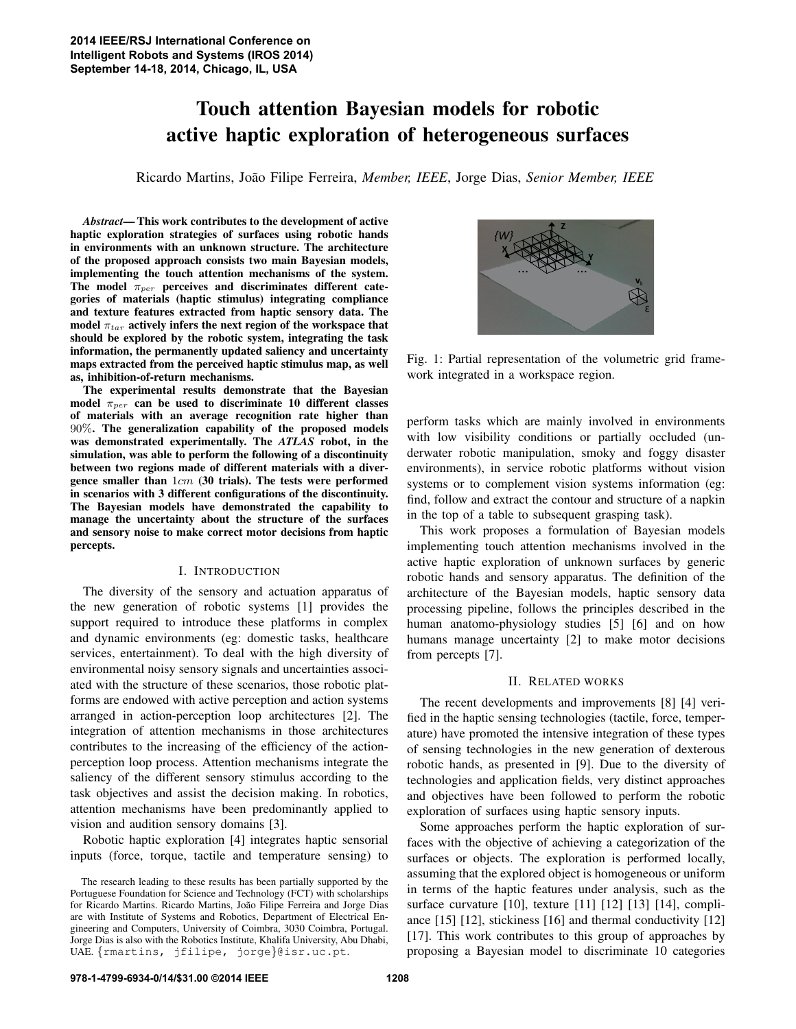# Touch attention Bayesian models for robotic active haptic exploration of heterogeneous surfaces

Ricardo Martins, João Filipe Ferreira, *Member, IEEE*, Jorge Dias, *Senior Member, IEEE*

***Abstract*— This work contributes to the development of active haptic exploration strategies of surfaces using robotic hands in environments with an unknown structure. The architecture of the proposed approach consists two main Bayesian models, implementing the touch attention mechanisms of the system. The model $\pi_{per}$ perceives and discriminates different categories of materials (haptic stimulus) integrating compliance and texture features extracted from haptic sensory data. The model $\pi_{tar}$ actively infers the next region of the workspace that should be explored by the robotic system, integrating the task information, the permanently updated saliency and uncertainty maps extracted from the perceived haptic stimulus map, as well as, inhibition-of-return mechanisms.**

**The experimental results demonstrate that the Bayesian model $\pi_{per}$ can be used to discriminate 10 different classes of materials with an average recognition rate higher than $90\%$. The generalization capability of the proposed models was demonstrated experimentally. The *ATLAS* robot, in the simulation, was able to perform the following of a discontinuity between two regions made of different materials with a divergence smaller than $1cm$ (30 trials). The tests were performed in scenarios with 3 different configurations of the discontinuity. The Bayesian models have demonstrated the capability to manage the uncertainty about the structure of the surfaces and sensory noise to make correct motor decisions from haptic percepts.**

## I. Introduction

The diversity of the sensory and actuation apparatus of the new generation of robotic systems [1] provides the support required to introduce these platforms in complex and dynamic environments (eg: domestic tasks, healthcare services, entertainment). To deal with the high diversity of environmental noisy sensory signals and uncertainties associated with the structure of these scenarios, those robotic platforms are endowed with active perception and action systems arranged in action-perception loop architectures [2]. The integration of attention mechanisms in those architectures contributes to the increasing of the efficiency of the action-perception loop process. Attention mechanisms integrate the saliency of the different sensory stimulus according to the task objectives and assist the decision making. In robotics, attention mechanisms have been predominantly applied to vision and audition sensory domains [3].

Robotic haptic exploration [4] integrates haptic sensorial inputs (force, torque, tactile and temperature sensing) to perform tasks which are mainly involved in environments with low visibility conditions or partially occluded (underwater robotic manipulation, smoky and foggy disaster environments), in service robotic platforms without vision systems or to complement vision systems information (eg: find, follow and extract the contour and structure of a napkin in the top of a table to subsequent grasping task).

This work proposes a formulation of Bayesian models implementing touch attention mechanisms involved in the active haptic exploration of unknown surfaces by generic robotic hands and sensory apparatus. The definition of the architecture of the Bayesian models, haptic sensory data processing pipeline, follows the principles described in the human anatomo-physiology studies [5] [6] and on how humans manage uncertainty [2] to make motor decisions from percepts [7].

Fig. 1: Partial representation of the volumetric grid framework integrated in a workspace region.

## II. Related works

The recent developments and improvements [8] [4] verified in the haptic sensing technologies (tactile, force, temperature) have promoted the intensive integration of these types of sensing technologies in the new generation of dexterous robotic hands, as presented in [9]. Due to the diversity of technologies and application fields, very distinct approaches and objectives have been followed to perform the robotic exploration of surfaces using haptic sensory inputs.

Some approaches perform the haptic exploration of surfaces with the objective of achieving a categorization of the surfaces or objects. The exploration is performed locally, assuming that the explored object is homogeneous or uniform in terms of the haptic features under analysis, such as the surface curvature [10], texture [11] [12] [13] [14], compliance [15] [12], stickiness [16] and thermal conductivity [12] [17]. This work contributes to this group of approaches by proposing a Bayesian model to discriminate 10 categories

The research leading to these results has been partially supported by the Portuguese Foundation for Science and Technology (FCT) with scholarships for Ricardo Martins. Ricardo Martins, João Filipe Ferreira and Jorge Dias are with Institute of Systems and Robotics, Department of Electrical Engineering and Computers, University of Coimbra, 3030 Coimbra, Portugal. Jorge Dias is also with the Robotics Institute, Khalifa University, Abu Dhabi, UAE. {rmartins, jfilipe, jorge}@isr.uc.pt.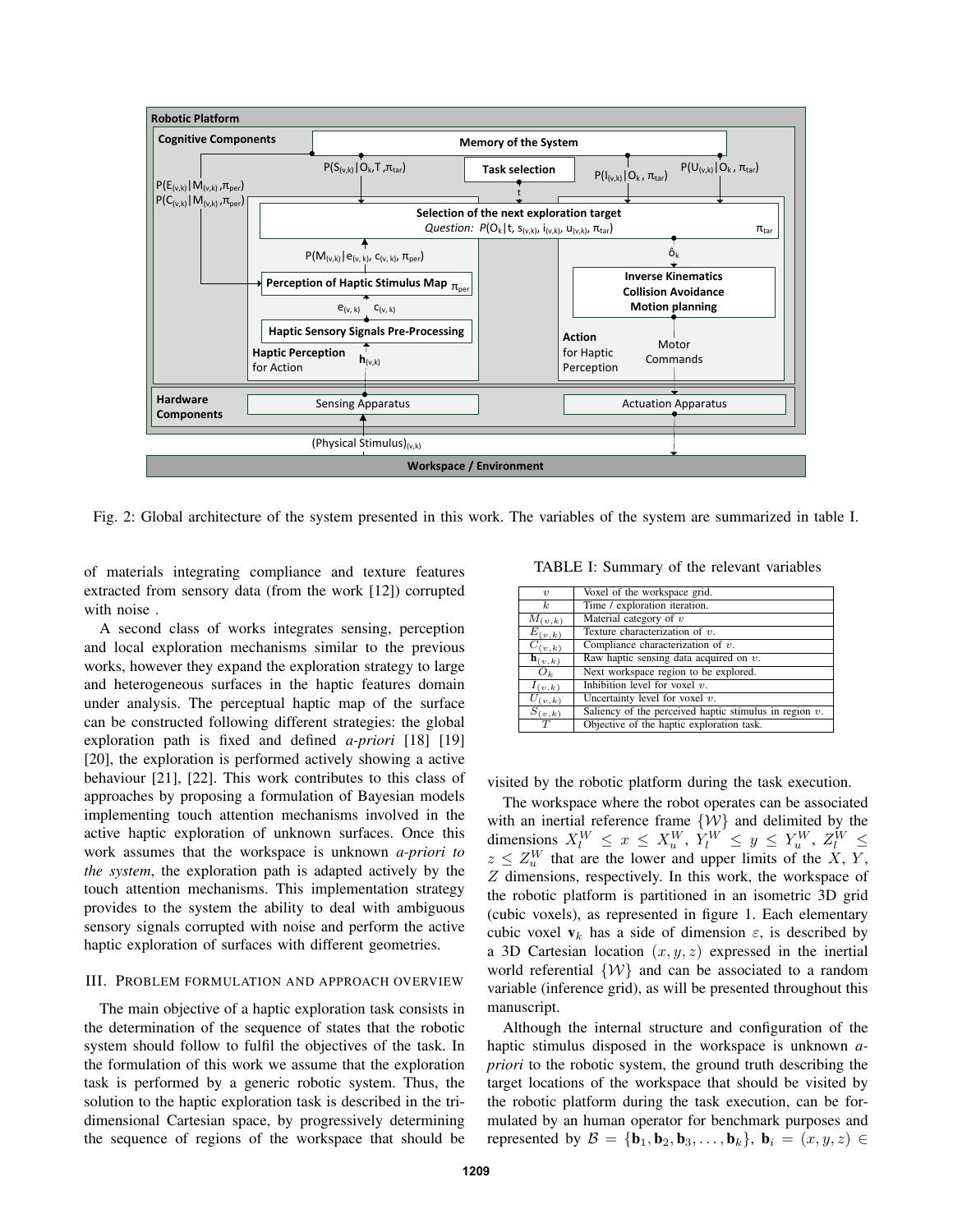Fig. 2: Global architecture of the system presented in this work. The variables of the system are summarized in table I.

of materials integrating compliance and texture features extracted from sensory data (from the work [12]) corrupted with noise .

A second class of works integrates sensing, perception and local exploration mechanisms similar to the previous works, however they expand the exploration strategy to large and heterogeneous surfaces in the haptic features domain under analysis. The perceptual haptic map of the surface can be constructed following different strategies: the global exploration path is fixed and defined *a-priori* [18] [19] [20], the exploration is performed actively showing a active behaviour [21], [22]. This work contributes to this class of approaches by proposing a formulation of Bayesian models implementing touch attention mechanisms involved in the active haptic exploration of unknown surfaces. Once this work assumes that the workspace is unknown *a-priori to the system*, the exploration path is adapted actively by the touch attention mechanisms. This implementation strategy provides to the system the ability to deal with ambiguous sensory signals corrupted with noise and perform the active haptic exploration of surfaces with different geometries.

## III. Problem formulation and approach overview

The main objective of a haptic exploration task consists in the determination of the sequence of states that the robotic system should follow to fulfil the objectives of the task. In the formulation of this work we assume that the exploration task is performed by a generic robotic system. Thus, the solution to the haptic exploration task is described in the tri-dimensional Cartesian space, by progressively determining the sequence of regions of the workspace that should be visited by the robotic platform during the task execution.

TABLE I: Summary of the relevant variables

| | |
|---|---|
| $v$ | Voxel of the workspace grid. |
| $k$ | Time / exploration iteration. |
| $M_{(v,k)}$ | Material category of $v$ |
| $E_{(v,k)}$ | Texture characterization of $v$. |
| $C_{(v,k)}$ | Compliance characterization of $v$. |
| $\mathbf{h}_{(v,k)}$ | Raw haptic sensing data acquired on $v$. |
| $O_k$ | Next workspace region to be explored. |
| $I_{(v,k)}$ | Inhibition level for voxel $v$. |
| $U_{(v,k)}$ | Uncertainty level for voxel $v$. |
| $S_{(v,k)}$ | Saliency of the perceived haptic stimulus in region $v$. |
| $T$ | Objective of the haptic exploration task. |

The workspace where the robot operates can be associated with an inertial reference frame $\{\mathcal{W}\}$ and delimited by the dimensions $X_l^W \leq x \leq X_u^W$, $Y_l^W \leq y \leq Y_u^W$, $Z_l^W \leq z \leq Z_u^W$ that are the lower and upper limits of the $X$, $Y$, $Z$ dimensions, respectively. In this work, the workspace of the robotic platform is partitioned in an isometric 3D grid (cubic voxels), as represented in figure 1. Each elementary cubic voxel $\mathbf{v}_k$ has a side of dimension $\varepsilon$, is described by a 3D Cartesian location $(x, y, z)$ expressed in the inertial world referential $\{\mathcal{W}\}$ and can be associated to a random variable (inference grid), as will be presented throughout this manuscript.

Although the internal structure and configuration of the haptic stimulus disposed in the workspace is unknown *a-priori* to the robotic system, the ground truth describing the target locations of the workspace that should be visited by the robotic platform during the task execution, can be formulated by an human operator for benchmark purposes and represented by $\mathcal{B} = \{\mathbf{b}_1, \mathbf{b}_2, \mathbf{b}_3, \ldots, \mathbf{b}_k\}$, $\mathbf{b}_i = (x, y, z) \in$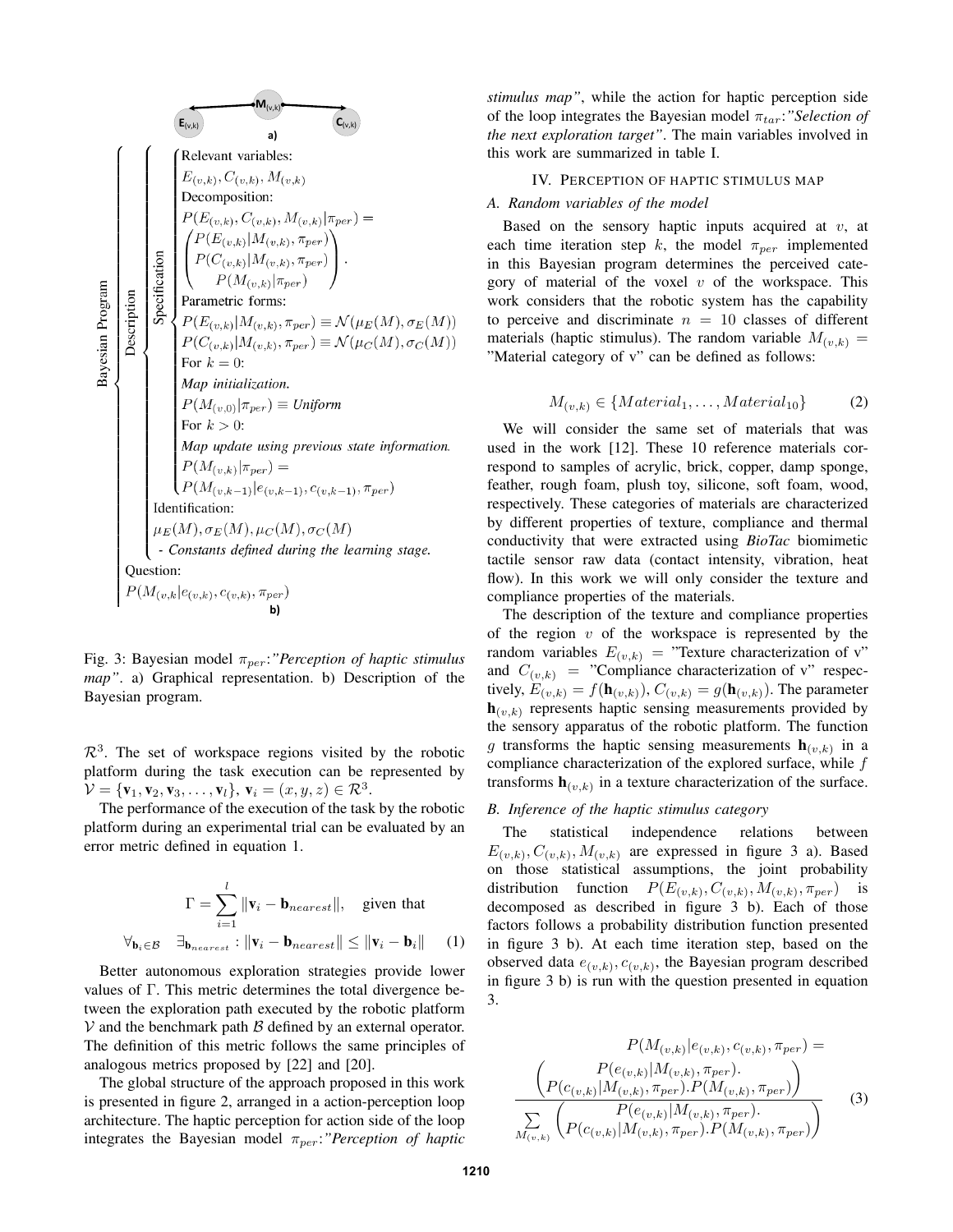Fig. 3: Bayesian model $\pi_{per}$:*"Perception of haptic stimulus map"*. a) Graphical representation. b) Description of the Bayesian program.

$\mathcal{R}^3$. The set of workspace regions visited by the robotic platform during the task execution can be represented by $\mathcal{V} = \{\mathbf{v}_1, \mathbf{v}_2, \mathbf{v}_3, \ldots, \mathbf{v}_l\}$, $\mathbf{v}_i = (x, y, z) \in \mathcal{R}^3$.

The performance of the execution of the task by the robotic platform during an experimental trial can be evaluated by an error metric defined in equation 1.

$$\Gamma = \sum_{i=1}^{l} \|\mathbf{v}_i - \mathbf{b}_{nearest}\|, \quad \text{given that}$$
$$\forall_{\mathbf{b}_i \in \mathcal{B}} \quad \exists_{\mathbf{b}_{nearest}} : \|\mathbf{v}_i - \mathbf{b}_{nearest}\| \leq \|\mathbf{v}_i - \mathbf{b}_i\| \tag{1}$$

Better autonomous exploration strategies provide lower values of $\Gamma$. This metric determines the total divergence between the exploration path executed by the robotic platform $\mathcal{V}$ and the benchmark path $\mathcal{B}$ defined by an external operator. The definition of this metric follows the same principles of analogous metrics proposed by [22] and [20].

The global structure of the approach proposed in this work is presented in figure 2, arranged in a action-perception loop architecture. The haptic perception for action side of the loop integrates the Bayesian model $\pi_{per}$:*"Perception of haptic stimulus map"*, while the action for haptic perception side of the loop integrates the Bayesian model $\pi_{tar}$:*"Selection of the next exploration target"*. The main variables involved in this work are summarized in table I.

## IV. Perception of Haptic Stimulus Map

### A. Random variables of the model

Based on the sensory haptic inputs acquired at $v$, at each time iteration step $k$, the model $\pi_{per}$ implemented in this Bayesian program determines the perceived category of material of the voxel $v$ of the workspace. This work considers that the robotic system has the capability to perceive and discriminate $n = 10$ classes of different materials (haptic stimulus). The random variable $M_{(v,k)}$ = "Material category of v" can be defined as follows:

$$M_{(v,k)} \in \{Material_1, \ldots, Material_{10}\} \tag{2}$$

We will consider the same set of materials that was used in the work [12]. These 10 reference materials correspond to samples of acrylic, brick, copper, damp sponge, feather, rough foam, plush toy, silicone, soft foam, wood, respectively. These categories of materials are characterized by different properties of texture, compliance and thermal conductivity that were extracted using *BioTac* biomimetic tactile sensor raw data (contact intensity, vibration, heat flow). In this work we will only consider the texture and compliance properties of the materials.

The description of the texture and compliance properties of the region $v$ of the workspace is represented by the random variables $E_{(v,k)}$ = "Texture characterization of v" and $C_{(v,k)}$ = "Compliance characterization of v" respectively, $E_{(v,k)} = f(\mathbf{h}_{(v,k)})$, $C_{(v,k)} = g(\mathbf{h}_{(v,k)})$. The parameter $\mathbf{h}_{(v,k)}$ represents haptic sensing measurements provided by the sensory apparatus of the robotic platform. The function $g$ transforms the haptic sensing measurements $\mathbf{h}_{(v,k)}$ in a compliance characterization of the explored surface, while $f$ transforms $\mathbf{h}_{(v,k)}$ in a texture characterization of the surface.

### B. Inference of the haptic stimulus category

The statistical independence relations between $E_{(v,k)}, C_{(v,k)}, M_{(v,k)}$ are expressed in figure 3 a). Based on those statistical assumptions, the joint probability distribution function $P(E_{(v,k)}, C_{(v,k)}, M_{(v,k)}, \pi_{per})$ is decomposed as described in figure 3 b). Each of those factors follows a probability distribution function presented in figure 3 b). At each time iteration step, based on the observed data $e_{(v,k)}, c_{(v,k)}$, the Bayesian program described in figure 3 b) is run with the question presented in equation 3.

$$P(M_{(v,k)}|e_{(v,k)}, c_{(v,k)}, \pi_{per}) = \frac{\begin{pmatrix} P(e_{(v,k)}|M_{(v,k)}, \pi_{per}). \\ P(c_{(v,k)}|M_{(v,k)}, \pi_{per}).P(M_{(v,k)}, \pi_{per}) \end{pmatrix}}{\sum\limits_{M_{(v,k)}} \begin{pmatrix} P(e_{(v,k)}|M_{(v,k)}, \pi_{per}). \\ P(c_{(v,k)}|M_{(v,k)}, \pi_{per}).P(M_{(v,k)}, \pi_{per}) \end{pmatrix}} \tag{3}$$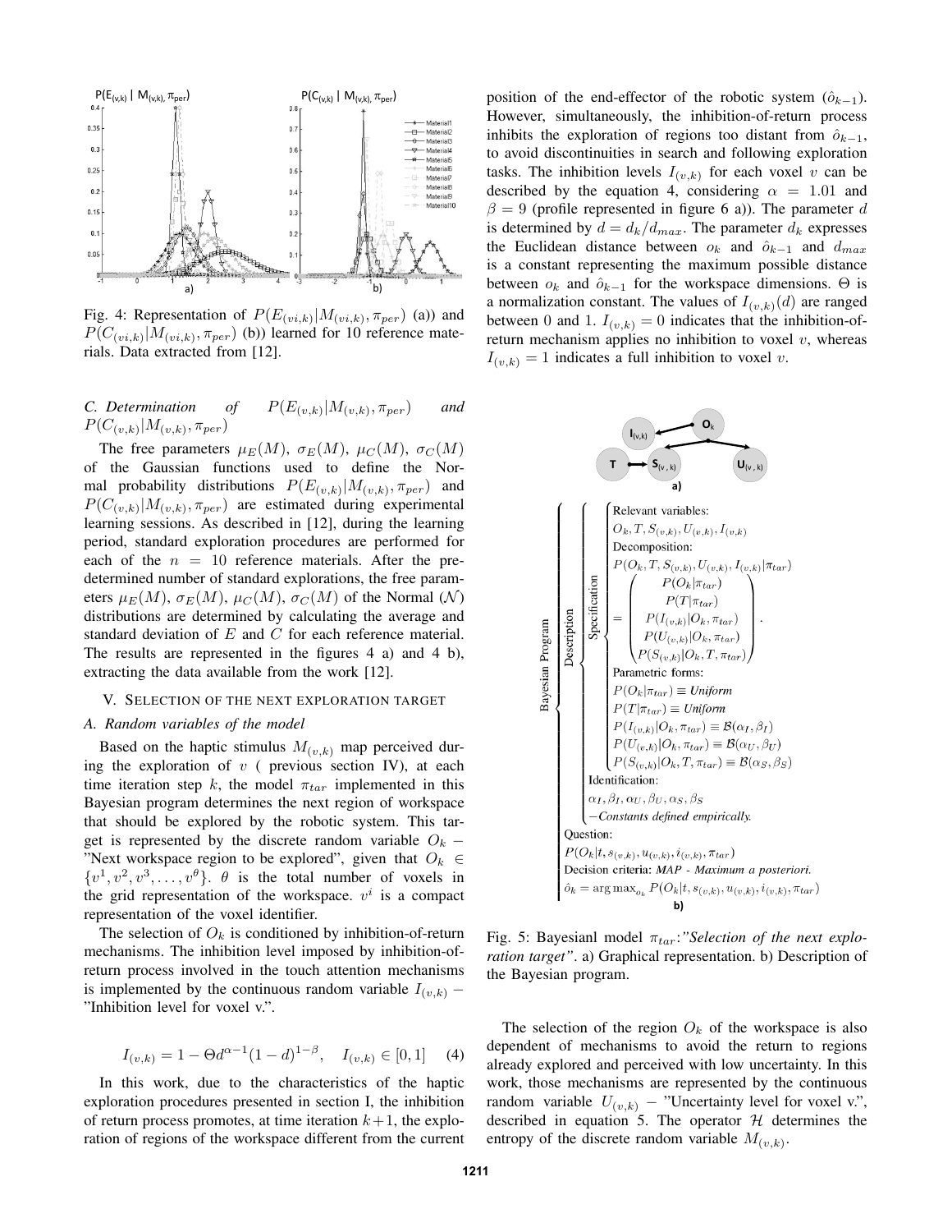Fig. 4: Representation of $P(E_{(vi,k)}|M_{(vi,k)}, \pi_{per})$ (a)) and $P(C_{(vi,k)}|M_{(vi,k)}, \pi_{per})$ (b)) learned for 10 reference materials. Data extracted from [12].

### C. Determination of $P(E_{(v,k)}|M_{(v,k)}, \pi_{per})$ and $P(C_{(v,k)}|M_{(v,k)}, \pi_{per})$

The free parameters $\mu_E(M)$, $\sigma_E(M)$, $\mu_C(M)$, $\sigma_C(M)$ of the Gaussian functions used to define the Normal probability distributions $P(E_{(v,k)}|M_{(v,k)}, \pi_{per})$ and $P(C_{(v,k)}|M_{(v,k)}, \pi_{per})$ are estimated during experimental learning sessions. As described in [12], during the learning period, standard exploration procedures are performed for each of the $n = 10$ reference materials. After the predetermined number of standard explorations, the free parameters $\mu_E(M)$, $\sigma_E(M)$, $\mu_C(M)$, $\sigma_C(M)$ of the Normal ($\mathcal{N}$) distributions are determined by calculating the average and standard deviation of $E$ and $C$ for each reference material. The results are represented in the figures 4 a) and 4 b), extracting the data available from the work [12].

## V. Selection of the next exploration target

### A. Random variables of the model

Based on the haptic stimulus $M_{(v,k)}$ map perceived during the exploration of $v$ ( previous section IV), at each time iteration step $k$, the model $\pi_{tar}$ implemented in this Bayesian program determines the next region of workspace that should be explored by the robotic system. This target is represented by the discrete random variable $O_k$ – "Next workspace region to be explored", given that $O_k \in \{v^1, v^2, v^3, \ldots, v^\theta\}$. $\theta$ is the total number of voxels in the grid representation of the workspace. $v^i$ is a compact representation of the voxel identifier.

The selection of $O_k$ is conditioned by inhibition-of-return mechanisms. The inhibition level imposed by inhibition-of-return process involved in the touch attention mechanisms is implemented by the continuous random variable $I_{(v,k)}$ – "Inhibition level for voxel v.".

$$I_{(v,k)} = 1 - \Theta d^{\alpha-1}(1-d)^{1-\beta}, \quad I_{(v,k)} \in [0,1] \quad (4)$$

In this work, due to the characteristics of the haptic exploration procedures presented in section I, the inhibition of return process promotes, at time iteration $k+1$, the exploration of regions of the workspace different from the current position of the end-effector of the robotic system ($\hat{o}_{k-1}$). However, simultaneously, the inhibition-of-return process inhibits the exploration of regions too distant from $\hat{o}_{k-1}$, to avoid discontinuities in search and following exploration tasks. The inhibition levels $I_{(v,k)}$ for each voxel $v$ can be described by the equation 4, considering $\alpha = 1.01$ and $\beta = 9$ (profile represented in figure 6 a)). The parameter $d$ is determined by $d = d_k/d_{max}$. The parameter $d_k$ expresses the Euclidean distance between $o_k$ and $\hat{o}_{k-1}$ and $d_{max}$ is a constant representing the maximum possible distance between $o_k$ and $\hat{o}_{k-1}$ for the workspace dimensions. $\Theta$ is a normalization constant. The values of $I_{(v,k)}(d)$ are ranged between 0 and 1. $I_{(v,k)} = 0$ indicates that the inhibition-of-return mechanism applies no inhibition to voxel $v$, whereas $I_{(v,k)} = 1$ indicates a full inhibition to voxel $v$.

**Bayesian Program**

- **Description**
  - **Specification**
    - Relevant variables:
      $O_k, T, S_{(v,k)}, U_{(v,k)}, I_{(v,k)}$
    - Decomposition:
      $$P(O_k, T, S_{(v,k)}, U_{(v,k)}, I_{(v,k)}|\pi_{tar}) = \begin{pmatrix} P(O_k|\pi_{tar}) \\ P(T|\pi_{tar}) \\ P(I_{(v,k)}|O_k, \pi_{tar}) \\ P(U_{(v,k)}|O_k, \pi_{tar}) \\ P(S_{(v,k)}|O_k, T, \pi_{tar}) \end{pmatrix}.$$
    - Parametric forms:
      $P(O_k|\pi_{tar}) \equiv$ *Uniform*
      $P(T|\pi_{tar}) \equiv$ *Uniform*
      $P(I_{(v,k)}|O_k, \pi_{tar}) \equiv \mathcal{B}(\alpha_I, \beta_I)$
      $P(U_{(v,k)}|O_k, \pi_{tar}) \equiv \mathcal{B}(\alpha_U, \beta_U)$
      $P(S_{(v,k)}|O_k, T, \pi_{tar}) \equiv \mathcal{B}(\alpha_S, \beta_S)$
  - Identification:
    $\alpha_I, \beta_I, \alpha_U, \beta_U, \alpha_S, \beta_S$
    *–Constants defined empirically.*
- Question:
  $P(O_k|t, s_{(v,k)}, u_{(v,k)}, i_{(v,k)}, \pi_{tar})$
- Decision criteria: *MAP - Maximum a posteriori.*
  $\hat{o}_k = \arg\max_{o_k} P(O_k|t, s_{(v,k)}, u_{(v,k)}, i_{(v,k)}, \pi_{tar})$

Fig. 5: Bayesianl model $\pi_{tar}$:*"Selection of the next exploration target"*. a) Graphical representation. b) Description of the Bayesian program.

The selection of the region $O_k$ of the workspace is also dependent of mechanisms to avoid the return to regions already explored and perceived with low uncertainty. In this work, those mechanisms are represented by the continuous random variable $U_{(v,k)}$ – "Uncertainty level for voxel v.", described in equation 5. The operator $\mathcal{H}$ determines the entropy of the discrete random variable $M_{(v,k)}$.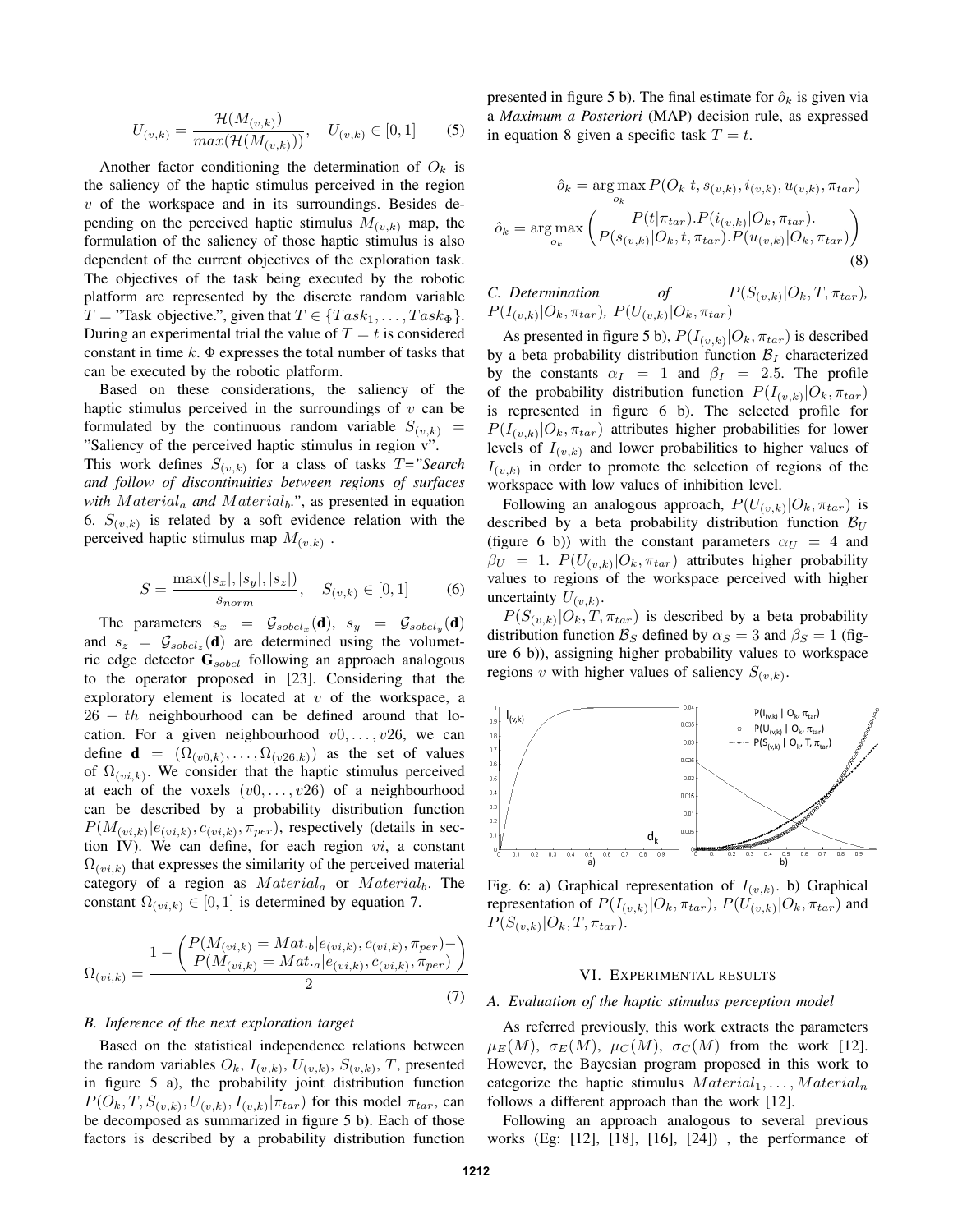$$U_{(v,k)} = \frac{\mathcal{H}(M_{(v,k)})}{max(\mathcal{H}(M_{(v,k)}))}, \quad U_{(v,k)} \in [0,1] \tag{5}$$

Another factor conditioning the determination of $O_k$ is the saliency of the haptic stimulus perceived in the region $v$ of the workspace and in its surroundings. Besides depending on the perceived haptic stimulus $M_{(v,k)}$ map, the formulation of the saliency of those haptic stimulus is also dependent of the current objectives of the exploration task. The objectives of the task being executed by the robotic platform are represented by the discrete random variable $T =$ "Task objective.", given that $T \in \{Task_1, \ldots, Task_\Phi\}$. During an experimental trial the value of $T = t$ is considered constant in time $k$. $\Phi$ expresses the total number of tasks that can be executed by the robotic platform.

Based on these considerations, the saliency of the haptic stimulus perceived in the surroundings of $v$ can be formulated by the continuous random variable $S_{(v,k)} =$ "Saliency of the perceived haptic stimulus in region v".

This work defines $S_{(v,k)}$ for a class of tasks *T="Search and follow of discontinuities between regions of surfaces with $Material_a$ and $Material_b$."*, as presented in equation 6. $S_{(v,k)}$ is related by a soft evidence relation with the perceived haptic stimulus map $M_{(v,k)}$ .

$$S = \frac{\max(|s_x|, |s_y|, |s_z|)}{s_{norm}}, \quad S_{(v,k)} \in [0,1] \tag{6}$$

The parameters $s_x = \mathcal{G}_{sobel_x}(\mathbf{d})$, $s_y = \mathcal{G}_{sobel_y}(\mathbf{d})$ and $s_z = \mathcal{G}_{sobel_z}(\mathbf{d})$ are determined using the volumetric edge detector $\mathbf{G}_{sobel}$ following an approach analogous to the operator proposed in [23]. Considering that the exploratory element is located at $v$ of the workspace, a $26-th$ neighbourhood can be defined around that location. For a given neighbourhood $v0, \ldots, v26$, we can define $\mathbf{d} = (\Omega_{(v0,k)}, \ldots, \Omega_{(v26,k)})$ as the set of values of $\Omega_{(vi,k)}$. We consider that the haptic stimulus perceived at each of the voxels $(v0, \ldots, v26)$ of a neighbourhood can be described by a probability distribution function $P(M_{(vi,k)}|e_{(vi,k)}, c_{(vi,k)}, \pi_{per})$, respectively (details in section IV). We can define, for each region $vi$, a constant $\Omega_{(vi,k)}$ that expresses the similarity of the perceived material category of a region as $Material_a$ or $Material_b$. The constant $\Omega_{(vi,k)} \in [0,1]$ is determined by equation 7.

$$\Omega_{(vi,k)} = \frac{1 - \begin{pmatrix} P(M_{(vi,k)} = Mat._b|e_{(vi,k)}, c_{(vi,k)}, \pi_{per}) - \\ P(M_{(vi,k)} = Mat._a|e_{(vi,k)}, c_{(vi,k)}, \pi_{per}) \end{pmatrix}}{2} \tag{7}$$

### B. Inference of the next exploration target

Based on the statistical independence relations between the random variables $O_k$, $I_{(v,k)}$, $U_{(v,k)}$, $S_{(v,k)}$, $T$, presented in figure 5 a), the probability joint distribution function $P(O_k, T, S_{(v,k)}, U_{(v,k)}, I_{(v,k)}|\pi_{tar})$ for this model $\pi_{tar}$, can be decomposed as summarized in figure 5 b). Each of those factors is described by a probability distribution function presented in figure 5 b). The final estimate for $\hat{o}_k$ is given via a *Maximum a Posteriori* (MAP) decision rule, as expressed in equation 8 given a specific task $T = t$.

$$\hat{o}_k = \arg\max_{o_k} P(O_k|t, s_{(v,k)}, i_{(v,k)}, u_{(v,k)}, \pi_{tar})$$
$$\hat{o}_k = \arg\max_{o_k} \begin{pmatrix} P(t|\pi_{tar}).P(i_{(v,k)}|O_k, \pi_{tar}). \\ P(s_{(v,k)}|O_k, t, \pi_{tar}).P(u_{(v,k)}|O_k, \pi_{tar}) \end{pmatrix} \tag{8}$$

### C. Determination of $P(S_{(v,k)}|O_k, T, \pi_{tar})$, $P(I_{(v,k)}|O_k, \pi_{tar})$, $P(U_{(v,k)}|O_k, \pi_{tar})$

As presented in figure 5 b), $P(I_{(v,k)}|O_k, \pi_{tar})$ is described by a beta probability distribution function $\mathcal{B}_I$ characterized by the constants $\alpha_I = 1$ and $\beta_I = 2.5$. The profile of the probability distribution function $P(I_{(v,k)}|O_k, \pi_{tar})$ is represented in figure 6 b). The selected profile for $P(I_{(v,k)}|O_k, \pi_{tar})$ attributes higher probabilities for lower levels of $I_{(v,k)}$ and lower probabilities to higher values of $I_{(v,k)}$ in order to promote the selection of regions of the workspace with low values of inhibition level.

Following an analogous approach, $P(U_{(v,k)}|O_k, \pi_{tar})$ is described by a beta probability distribution function $\mathcal{B}_U$ (figure 6 b)) with the constant parameters $\alpha_U = 4$ and $\beta_U = 1$. $P(U_{(v,k)}|O_k, \pi_{tar})$ attributes higher probability values to regions of the workspace perceived with higher uncertainty $U_{(v,k)}$.

$P(S_{(v,k)}|O_k, T, \pi_{tar})$ is described by a beta probability distribution function $\mathcal{B}_S$ defined by $\alpha_S = 3$ and $\beta_S = 1$ (figure 6 b)), assigning higher probability values to workspace regions $v$ with higher values of saliency $S_{(v,k)}$.

Fig. 6: a) Graphical representation of $I_{(v,k)}$. b) Graphical representation of $P(I_{(v,k)}|O_k, \pi_{tar})$, $P(U_{(v,k)}|O_k, \pi_{tar})$ and $P(S_{(v,k)}|O_k, T, \pi_{tar})$.

## VI. Experimental results

### A. Evaluation of the haptic stimulus perception model

As referred previously, this work extracts the parameters $\mu_E(M)$, $\sigma_E(M)$, $\mu_C(M)$, $\sigma_C(M)$ from the work [12]. However, the Bayesian program proposed in this work to categorize the haptic stimulus $Material_1, \ldots, Material_n$ follows a different approach than the work [12].

Following an approach analogous to several previous works (Eg: [12], [18], [16], [24]) , the performance of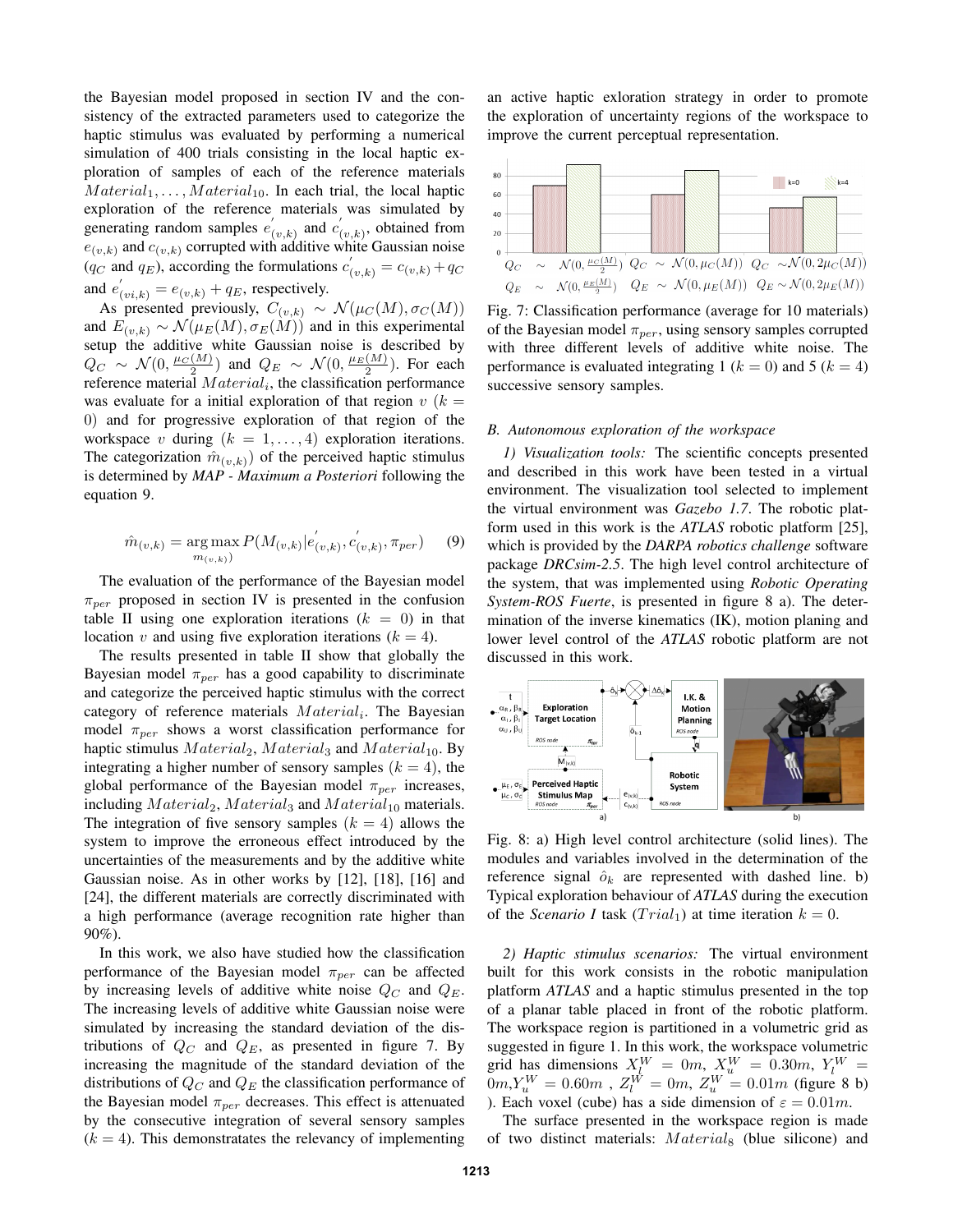the Bayesian model proposed in section IV and the consistency of the extracted parameters used to categorize the haptic stimulus was evaluated by performing a numerical simulation of 400 trials consisting in the local haptic exploration of samples of each of the reference materials $Material_1, \ldots, Material_{10}$. In each trial, the local haptic exploration of the reference materials was simulated by generating random samples $e^{'}_{(v,k)}$ and $c^{'}_{(v,k)}$, obtained from $e_{(v,k)}$ and $c_{(v,k)}$ corrupted with additive white Gaussian noise ($q_C$ and $q_E$), according the formulations $c^{'}_{(v,k)} = c_{(v,k)} + q_C$ and $e^{'}_{(vi,k)} = e_{(v,k)} + q_E$, respectively.

As presented previously, $C_{(v,k)} \sim \mathcal{N}(\mu_C(M), \sigma_C(M))$ and $E_{(v,k)} \sim \mathcal{N}(\mu_E(M), \sigma_E(M))$ and in this experimental setup the additive white Gaussian noise is described by $Q_C \sim \mathcal{N}(0, \frac{\mu_C(M)}{2})$ and $Q_E \sim \mathcal{N}(0, \frac{\mu_E(M)}{2})$. For each reference material $Material_i$, the classification performance was evaluate for a initial exploration of that region $v$ ($k = 0$) and for progressive exploration of that region of the workspace $v$ during ($k = 1, \ldots, 4$) exploration iterations. The categorization $\hat{m}_{(v,k)})$ of the perceived haptic stimulus is determined by ***MAP - Maximum a Posteriori*** following the equation 9.

$$\hat{m}_{(v,k)} = \underset{m_{(v,k)})}{\arg\max} P(M_{(v,k)}|e^{'}_{(v,k)}, c^{'}_{(v,k)}, \pi_{per}) \quad (9)$$

The evaluation of the performance of the Bayesian model $\pi_{per}$ proposed in section IV is presented in the confusion table II using one exploration iterations ($k = 0$) in that location $v$ and using five exploration iterations ($k = 4$).

The results presented in table II show that globally the Bayesian model $\pi_{per}$ has a good capability to discriminate and categorize the perceived haptic stimulus with the correct category of reference materials $Material_i$. The Bayesian model $\pi_{per}$ shows a worst classification performance for haptic stimulus $Material_2$, $Material_3$ and $Material_{10}$. By integrating a higher number of sensory samples ($k = 4$), the global performance of the Bayesian model $\pi_{per}$ increases, including $Material_2$, $Material_3$ and $Material_{10}$ materials. The integration of five sensory samples ($k = 4$) allows the system to improve the erroneous effect introduced by the uncertainties of the measurements and by the additive white Gaussian noise. As in other works by [12], [18], [16] and [24], the different materials are correctly discriminated with a high performance (average recognition rate higher than 90%).

In this work, we also have studied how the classification performance of the Bayesian model $\pi_{per}$ can be affected by increasing levels of additive white noise $Q_C$ and $Q_E$. The increasing levels of additive white Gaussian noise were simulated by increasing the standard deviation of the distributions of $Q_C$ and $Q_E$, as presented in figure 7. By increasing the magnitude of the standard deviation of the distributions of $Q_C$ and $Q_E$ the classification performance of the Bayesian model $\pi_{per}$ decreases. This effect is attenuated by the consecutive integration of several sensory samples ($k = 4$). This demonstratates the relevancy of implementing an active haptic exloration strategy in order to promote the exploration of uncertainty regions of the workspace to improve the current perceptual representation.

Fig. 7: Classification performance (average for 10 materials) of the Bayesian model $\pi_{per}$, using sensory samples corrupted with three different levels of additive white noise. The performance is evaluated integrating 1 ($k = 0$) and 5 ($k = 4$) successive sensory samples.

### B. Autonomous exploration of the workspace

*1) Visualization tools:* The scientific concepts presented and described in this work have been tested in a virtual environment. The visualization tool selected to implement the virtual environment was *Gazebo 1.7*. The robotic platform used in this work is the ***ATLAS*** robotic platform [25], which is provided by the ***DARPA robotics challenge*** software package ***DRCsim-2.5***. The high level control architecture of the system, that was implemented using ***Robotic Operating System-ROS Fuerte***, is presented in figure 8 a). The determination of the inverse kinematics (IK), motion planing and lower level control of the ***ATLAS*** robotic platform are not discussed in this work.

Fig. 8: a) High level control architecture (solid lines). The modules and variables involved in the determination of the reference signal $\hat{o}_k$ are represented with dashed line. b) Typical exploration behaviour of ***ATLAS*** during the execution of the *Scenario I* task ($Trial_1$) at time iteration $k = 0$.

*2) Haptic stimulus scenarios:* The virtual environment built for this work consists in the robotic manipulation platform ***ATLAS*** and a haptic stimulus presented in the top of a planar table placed in front of the robotic platform. The workspace region is partitioned in a volumetric grid as suggested in figure 1. In this work, the workspace volumetric grid has dimensions $X^W_l = 0m$, $X^W_u = 0.30m$, $Y^W_l = 0m$, $Y^W_u = 0.60m$ , $Z^W_l = 0m$, $Z^W_u = 0.01m$ (figure 8 b) ). Each voxel (cube) has a side dimension of $\varepsilon = 0.01m$.

The surface presented in the workspace region is made of two distinct materials: $Material_8$ (blue silicone) and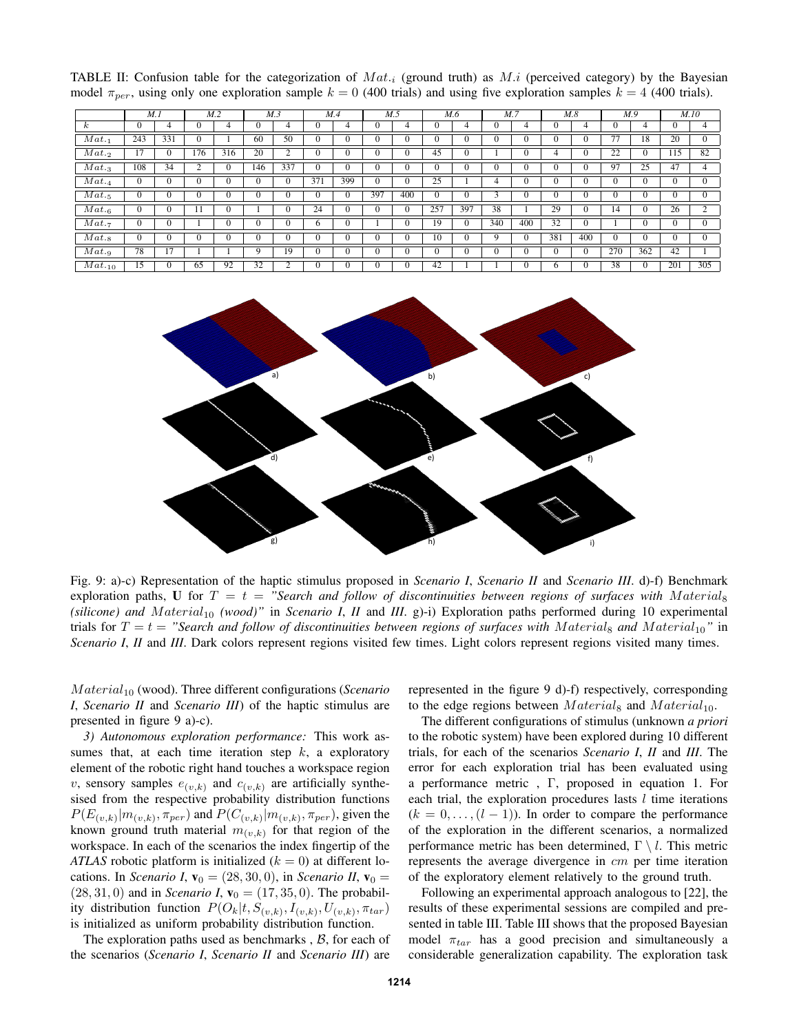TABLE II: Confusion table for the categorization of $Mat._i$ (ground truth) as $M.i$ (perceived category) by the Bayesian model $\pi_{per}$, using only one exploration sample $k = 0$ (400 trials) and using five exploration samples $k = 4$ (400 trials).

| | M.1 | | M.2 | | M.3 | | M.4 | | M.5 | | M.6 | | M.7 | | M.8 | | M.9 | | M.10 | |
|---|---|---|---|---|---|---|---|---|---|---|---|---|---|---|---|---|---|---|---|---|
| $k$ | 0 | 4 | 0 | 4 | 0 | 4 | 0 | 4 | 0 | 4 | 0 | 4 | 0 | 4 | 0 | 4 | 0 | 4 | 0 | 4 |
| $Mat._1$ | 243 | 331 | 0 | 1 | 60 | 50 | 0 | 0 | 0 | 0 | 0 | 0 | 0 | 0 | 0 | 0 | 77 | 18 | 20 | 0 |
| $Mat._2$ | 17 | 0 | 176 | 316 | 20 | 2 | 0 | 0 | 0 | 0 | 45 | 0 | 1 | 0 | 4 | 0 | 22 | 0 | 115 | 82 |
| $Mat._3$ | 108 | 34 | 2 | 0 | 146 | 337 | 0 | 0 | 0 | 0 | 0 | 0 | 0 | 0 | 0 | 0 | 97 | 25 | 47 | 4 |
| $Mat._4$ | 0 | 0 | 0 | 0 | 0 | 0 | 371 | 399 | 0 | 0 | 25 | 1 | 4 | 0 | 0 | 0 | 0 | 0 | 0 | 0 |
| $Mat._5$ | 0 | 0 | 0 | 0 | 0 | 0 | 0 | 0 | 397 | 400 | 0 | 0 | 3 | 0 | 0 | 0 | 0 | 0 | 0 | 0 |
| $Mat._6$ | 0 | 0 | 11 | 0 | 1 | 0 | 24 | 0 | 0 | 0 | 257 | 397 | 38 | 1 | 29 | 0 | 14 | 0 | 26 | 2 |
| $Mat._7$ | 0 | 0 | 1 | 0 | 0 | 0 | 6 | 0 | 1 | 0 | 19 | 0 | 340 | 400 | 32 | 0 | 1 | 0 | 0 | 0 |
| $Mat._8$ | 0 | 0 | 0 | 0 | 0 | 0 | 0 | 0 | 0 | 0 | 10 | 0 | 9 | 0 | 381 | 400 | 0 | 0 | 0 | 0 |
| $Mat._9$ | 78 | 17 | 1 | 1 | 9 | 19 | 0 | 0 | 0 | 0 | 0 | 0 | 0 | 0 | 0 | 0 | 270 | 362 | 42 | 1 |
| $Mat._{10}$ | 15 | 0 | 65 | 92 | 32 | 2 | 0 | 0 | 0 | 0 | 42 | 1 | 1 | 0 | 6 | 0 | 38 | 0 | 201 | 305 |

Fig. 9: a)-c) Representation of the haptic stimulus proposed in *Scenario I*, *Scenario II* and *Scenario III*. d)-f) Benchmark exploration paths, $\mathbf{U}$ for $T = t =$ *"Search and follow of discontinuities between regions of surfaces with $Material_8$ (silicone) and $Material_{10}$ (wood)"* in *Scenario I*, *II* and *III*. g)-i) Exploration paths performed during 10 experimental trials for $T = t =$ *"Search and follow of discontinuities between regions of surfaces with $Material_8$ and $Material_{10}$"* in *Scenario I*, *II* and *III*. Dark colors represent regions visited few times. Light colors represent regions visited many times.

$Material_{10}$ (wood). Three different configurations (*Scenario I*, *Scenario II* and *Scenario III*) of the haptic stimulus are presented in figure 9 a)-c).

*3) Autonomous exploration performance:* This work assumes that, at each time iteration step $k$, a exploratory element of the robotic right hand touches a workspace region $v$, sensory samples $e_{(v,k)}$ and $c_{(v,k)}$ are artificially synthesised from the respective probability distribution functions $P(E_{(v,k)}|m_{(v,k)}, \pi_{per})$ and $P(C_{(v,k)}|m_{(v,k)}, \pi_{per})$, given the known ground truth material $m_{(v,k)}$ for that region of the workspace. In each of the scenarios the index fingertip of the *ATLAS* robotic platform is initialized ($k = 0$) at different locations. In *Scenario I*, $\mathbf{v}_0 = (28, 30, 0)$, in *Scenario II*, $\mathbf{v}_0 = (28, 31, 0)$ and in *Scenario I*, $\mathbf{v}_0 = (17, 35, 0)$. The probability distribution function $P(O_k|t, S_{(v,k)}, I_{(v,k)}, U_{(v,k)}, \pi_{tar})$ is initialized as uniform probability distribution function.

The exploration paths used as benchmarks , $\mathcal{B}$, for each of the scenarios (*Scenario I*, *Scenario II* and *Scenario III*) are represented in the figure 9 d)-f) respectively, corresponding to the edge regions between $Material_8$ and $Material_{10}$.

The different configurations of stimulus (unknown *a priori* to the robotic system) have been explored during 10 different trials, for each of the scenarios *Scenario I*, *II* and *III*. The error for each exploration trial has been evaluated using a performance metric , $\Gamma$, proposed in equation 1. For each trial, the exploration procedures lasts $l$ time iterations ($k = 0, \ldots, (l - 1)$). In order to compare the performance of the exploration in the different scenarios, a normalized performance metric has been determined, $\Gamma \setminus l$. This metric represents the average divergence in $cm$ per time iteration of the exploratory element relatively to the ground truth.

Following an experimental approach analogous to [22], the results of these experimental sessions are compiled and presented in table III. Table III shows that the proposed Bayesian model $\pi_{tar}$ has a good precision and simultaneously a considerable generalization capability. The exploration task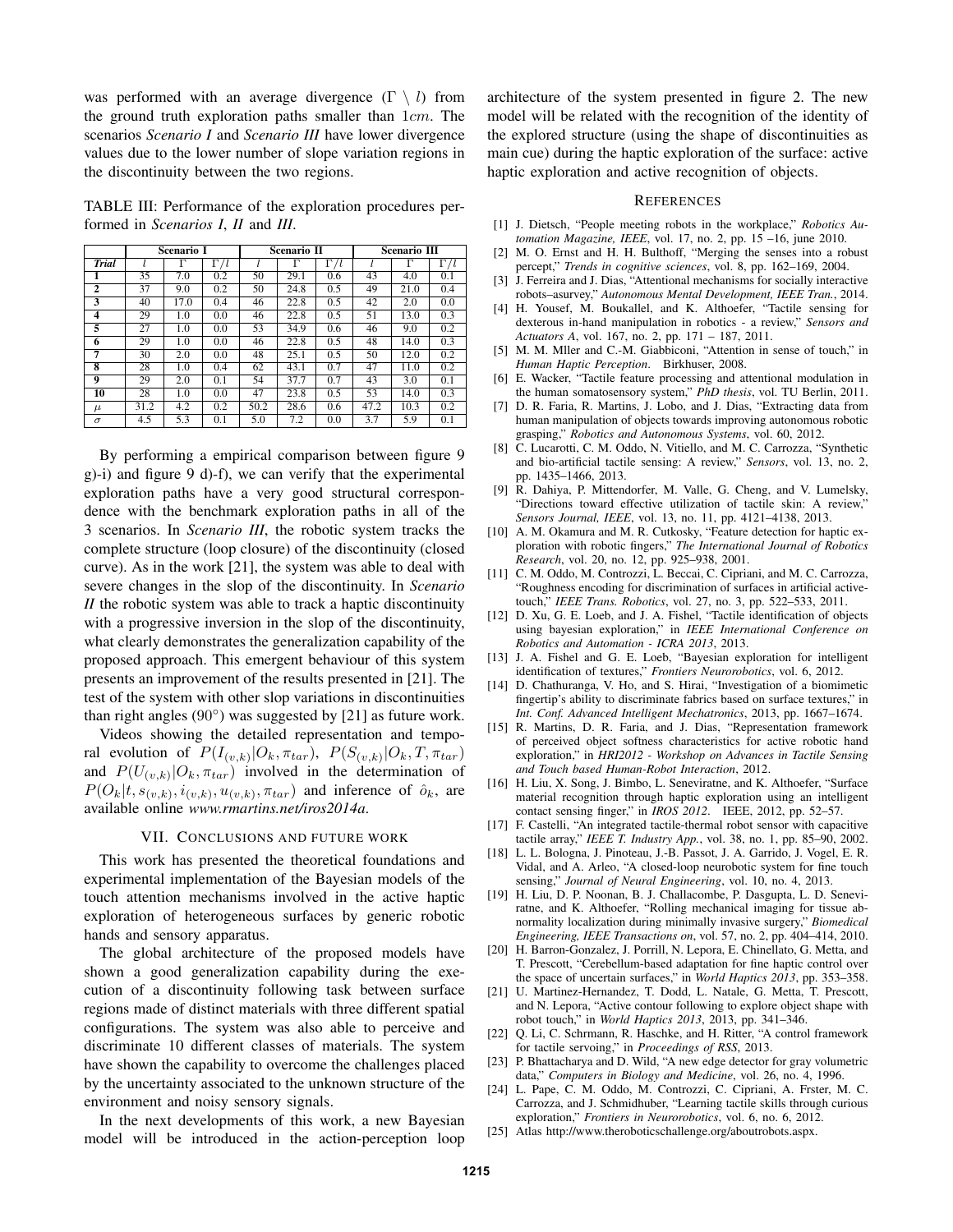was performed with an average divergence ($\Gamma \setminus l$) from the ground truth exploration paths smaller than $1cm$. The scenarios *Scenario I* and *Scenario III* have lower divergence values due to the lower number of slope variation regions in the discontinuity between the two regions.

TABLE III: Performance of the exploration procedures performed in *Scenarios I*, *II* and *III*.

| | **Scenario I** | | | **Scenario II** | | | **Scenario III** | | |
|---|---|---|---|---|---|---|---|---|---|
| ***Trial*** | $l$ | $\Gamma$ | $\Gamma/l$ | $l$ | $\Gamma$ | $\Gamma/l$ | $l$ | $\Gamma$ | $\Gamma/l$ |
| **1** | 35 | 7.0 | 0.2 | 50 | 29.1 | 0.6 | 43 | 4.0 | 0.1 |
| **2** | 37 | 9.0 | 0.2 | 50 | 24.8 | 0.5 | 49 | 21.0 | 0.4 |
| **3** | 40 | 17.0 | 0.4 | 46 | 22.8 | 0.5 | 42 | 2.0 | 0.0 |
| **4** | 29 | 1.0 | 0.0 | 46 | 22.8 | 0.5 | 51 | 13.0 | 0.3 |
| **5** | 27 | 1.0 | 0.0 | 53 | 34.9 | 0.6 | 46 | 9.0 | 0.2 |
| **6** | 29 | 1.0 | 0.0 | 46 | 22.8 | 0.5 | 48 | 14.0 | 0.3 |
| **7** | 30 | 2.0 | 0.0 | 48 | 25.1 | 0.5 | 50 | 12.0 | 0.2 |
| **8** | 28 | 1.0 | 0.4 | 62 | 43.1 | 0.7 | 47 | 11.0 | 0.2 |
| **9** | 29 | 2.0 | 0.1 | 54 | 37.7 | 0.7 | 43 | 3.0 | 0.1 |
| **10** | 28 | 1.0 | 0.0 | 47 | 23.8 | 0.5 | 53 | 14.0 | 0.3 |
| $\mu$ | 31.2 | 4.2 | 0.2 | 50.2 | 28.6 | 0.6 | 47.2 | 10.3 | 0.2 |
| $\sigma$ | 4.5 | 5.3 | 0.1 | 5.0 | 7.2 | 0.0 | 3.7 | 5.9 | 0.1 |

By performing a empirical comparison between figure 9 g)-i) and figure 9 d)-f), we can verify that the experimental exploration paths have a very good structural correspondence with the benchmark exploration paths in all of the 3 scenarios. In *Scenario III*, the robotic system tracks the complete structure (loop closure) of the discontinuity (closed curve). As in the work [21], the system was able to deal with severe changes in the slop of the discontinuity. In *Scenario II* the robotic system was able to track a haptic discontinuity with a progressive inversion in the slop of the discontinuity, what clearly demonstrates the generalization capability of the proposed approach. This emergent behaviour of this system presents an improvement of the results presented in [21]. The test of the system with other slop variations in discontinuities than right angles ($90^{\circ}$) was suggested by [21] as future work.

Videos showing the detailed representation and temporal evolution of $P(I_{(v,k)}|O_k, \pi_{tar})$, $P(S_{(v,k)}|O_k, T, \pi_{tar})$ and $P(U_{(v,k)}|O_k, \pi_{tar})$ involved in the determination of $P(O_k|t, s_{(v,k)}, i_{(v,k)}, u_{(v,k)}, \pi_{tar})$ and inference of $\hat{o}_k$, are available online *www.rmartins.net/iros2014a*.

## VII. Conclusions and Future Work

This work has presented the theoretical foundations and experimental implementation of the Bayesian models of the touch attention mechanisms involved in the active haptic exploration of heterogeneous surfaces by generic robotic hands and sensory apparatus.

The global architecture of the proposed models have shown a good generalization capability during the execution of a discontinuity following task between surface regions made of distinct materials with three different spatial configurations. The system was also able to perceive and discriminate 10 different classes of materials. The system have shown the capability to overcome the challenges placed by the uncertainty associated to the unknown structure of the environment and noisy sensory signals.

In the next developments of this work, a new Bayesian model will be introduced in the action-perception loop architecture of the system presented in figure 2. The new model will be related with the recognition of the identity of the explored structure (using the shape of discontinuities as main cue) during the haptic exploration of the surface: active haptic exploration and active recognition of objects.

## References

[1] J. Dietsch, "People meeting robots in the workplace," *Robotics Automation Magazine, IEEE*, vol. 17, no. 2, pp. 15 –16, june 2010.

[2] M. O. Ernst and H. H. Bulthoff, "Merging the senses into a robust percept," *Trends in cognitive sciences*, vol. 8, pp. 162–169, 2004.

[3] J. Ferreira and J. Dias, "Attentional mechanisms for socially interactive robots–asurvey," *Autonomous Mental Development, IEEE Tran.*, 2014.

[4] H. Yousef, M. Boukallel, and K. Althoefer, "Tactile sensing for dexterous in-hand manipulation in robotics - a review," *Sensors and Actuators A*, vol. 167, no. 2, pp. 171 – 187, 2011.

[5] M. M. Mller and C.-M. Giabbiconi, "Attention in sense of touch," in *Human Haptic Perception*. Birkhuser, 2008.

[6] E. Wacker, "Tactile feature processing and attentional modulation in the human somatosensory system," *PhD thesis*, vol. TU Berlin, 2011.

[7] D. R. Faria, R. Martins, J. Lobo, and J. Dias, "Extracting data from human manipulation of objects towards improving autonomous robotic grasping," *Robotics and Autonomous Systems*, vol. 60, 2012.

[8] C. Lucarotti, C. M. Oddo, N. Vitiello, and M. C. Carrozza, "Synthetic and bio-artificial tactile sensing: A review," *Sensors*, vol. 13, no. 2, pp. 1435–1466, 2013.

[9] R. Dahiya, P. Mittendorfer, M. Valle, G. Cheng, and V. Lumelsky, "Directions toward effective utilization of tactile skin: A review," *Sensors Journal, IEEE*, vol. 13, no. 11, pp. 4121–4138, 2013.

[10] A. M. Okamura and M. R. Cutkosky, "Feature detection for haptic exploration with robotic fingers," *The International Journal of Robotics Research*, vol. 20, no. 12, pp. 925–938, 2001.

[11] C. M. Oddo, M. Controzzi, L. Beccai, C. Cipriani, and M. C. Carrozza, "Roughness encoding for discrimination of surfaces in artificial active-touch," *IEEE Trans. Robotics*, vol. 27, no. 3, pp. 522–533, 2011.

[12] D. Xu, G. E. Loeb, and J. A. Fishel, "Tactile identification of objects using bayesian exploration," in *IEEE International Conference on Robotics and Automation - ICRA 2013*, 2013.

[13] J. A. Fishel and G. E. Loeb, "Bayesian exploration for intelligent identification of textures," *Frontiers Neurorobotics*, vol. 6, 2012.

[14] D. Chathuranga, V. Ho, and S. Hirai, "Investigation of a biomimetic fingertip's ability to discriminate fabrics based on surface textures," in *Int. Conf. Advanced Intelligent Mechatronics*, 2013, pp. 1667–1674.

[15] R. Martins, D. R. Faria, and J. Dias, "Representation framework of perceived object softness characteristics for active robotic hand exploration," in *HRI2012 - Workshop on Advances in Tactile Sensing and Touch based Human-Robot Interaction*, 2012.

[16] H. Liu, X. Song, J. Bimbo, L. Seneviratne, and K. Althoefer, "Surface material recognition through haptic exploration using an intelligent contact sensing finger," in *IROS 2012*. IEEE, 2012, pp. 52–57.

[17] F. Castelli, "An integrated tactile-thermal robot sensor with capacitive tactile array," *IEEE T. Industry App.*, vol. 38, no. 1, pp. 85–90, 2002.

[18] L. L. Bologna, J. Pinoteau, J.-B. Passot, J. A. Garrido, J. Vogel, E. R. Vidal, and A. Arleo, "A closed-loop neurobotic system for fine touch sensing," *Journal of Neural Engineering*, vol. 10, no. 4, 2013.

[19] H. Liu, D. P. Noonan, B. J. Challacombe, P. Dasgupta, L. D. Seneviratne, and K. Althoefer, "Rolling mechanical imaging for tissue abnormality localization during minimally invasive surgery," *Biomedical Engineering, IEEE Transactions on*, vol. 57, no. 2, pp. 404–414, 2010.

[20] H. Barron-Gonzalez, J. Porrill, N. Lepora, E. Chinellato, G. Metta, and T. Prescott, "Cerebellum-based adaptation for fine haptic control over the space of uncertain surfaces," in *World Haptics 2013*, pp. 353–358.

[21] U. Martinez-Hernandez, T. Dodd, L. Natale, G. Metta, T. Prescott, and N. Lepora, "Active contour following to explore object shape with robot touch," in *World Haptics 2013*, 2013, pp. 341–346.

[22] Q. Li, C. Schrmann, R. Haschke, and H. Ritter, "A control framework for tactile servoing," in *Proceedings of RSS*, 2013.

[23] P. Bhattacharya and D. Wild, "A new edge detector for gray volumetric data," *Computers in Biology and Medicine*, vol. 26, no. 4, 1996.

[24] L. Pape, C. M. Oddo, M. Controzzi, C. Cipriani, A. Frster, M. C. Carrozza, and J. Schmidhuber, "Learning tactile skills through curious exploration," *Frontiers in Neurorobotics*, vol. 6, no. 6, 2012.

[25] Atlas http://www.theroboticschallenge.org/aboutrobots.aspx.